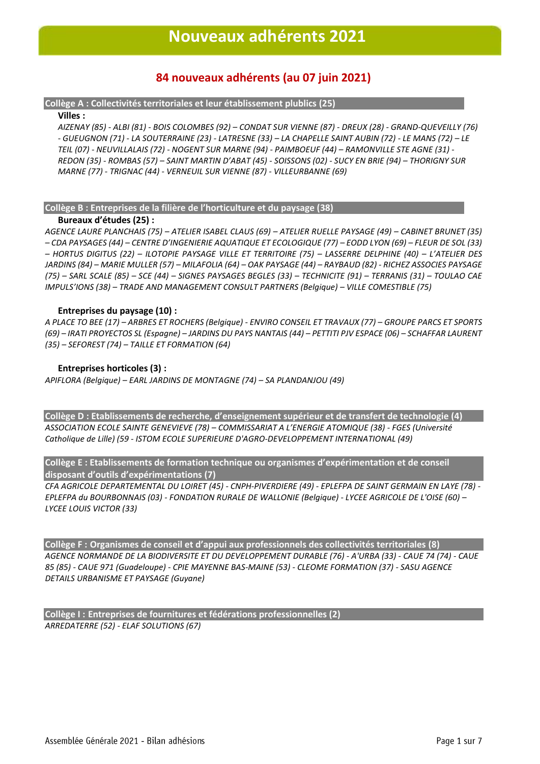# Nouveaux adhérents 2021

## 84 nouveaux adhérents (au 07 juin 2021)

### Collège A : Collectivités territoriales et leur établissement plublics (25)

**Villes :**

*AIZENAY (85) - ALBI (81) - BOIS COLOMBES (92) – CONDAT SUR VIENNE (87) - DREUX (28) - GRAND-QUEVEILLY (76) - GUEUGNON (71) - LA SOUTERRAINE (23) - LATRESNE (33) – LA CHAPELLE SAINT AUBIN (72) - LE MANS (72) – LE TEIL (07) - NEUVILLALAIS (72) - NOGENT SUR MARNE (94) - PAIMBOEUF (44) – RAMONVILLE STE AGNE (31) - REDON (35) - ROMBAS (57) – SAINT MARTIN D'ABAT (45) - SOISSONS (02) - SUCY EN BRIE (94) – THORIGNY SUR MARNE (77) - TRIGNAC (44) - VERNEUIL SUR VIENNE (87) - VILLEURBANNE (69)*

### Collège B : Entreprises de la filière de l'horticulture et du paysage (38)

**Bureaux d'études (25) :**

*AGENCE LAURE PLANCHAIS (75) – ATELIER ISABEL CLAUS (69) – ATELIER RUELLE PAYSAGE (49) – CABINET BRUNET (35) – CDA PAYSAGES (44) – CENTRE D'INGENIERIE AQUATIQUE ET ECOLOGIQUE (77) – EODD LYON (69) – FLEUR DE SOL (33) – HORTUS DIGITUS (22) – ILOTOPIE PAYSAGE VILLE ET TERRITOIRE (75) – LASSERRE DELPHINE (40) – L'ATELIER DES JARDINS (84) – MARIE MULLER (57) – MILAFOLIA (64) – OAK PAYSAGE (44) – RAYBAUD (82) - RICHEZ ASSOCIES PAYSAGE (75) – SARL SCALE (85) – SCE (44) – SIGNES PAYSAGES BEGLES (33) – TECHNICITE (91) – TERRANIS (31) – TOULAO CAE IMPULS'IONS (38) – TRADE AND MANAGEMENT CONSULT PARTNERS (Belgique) – VILLE COMESTIBLE (75)*

**Entreprises du paysage (10) :**

*A PLACE TO BEE (17) – ARBRES ET ROCHERS (Belgique) - ENVIRO CONSEIL ET TRAVAUX (77) – GROUPE PARCS ET SPORTS (69) – IRATI PROYECTOS SL (Espagne) – JARDINS DU PAYS NANTAIS (44) – PETTITI PJV ESPACE (06) – SCHAFFAR LAURENT (35) – SEFOREST (74) – TAILLE ET FORMATION (64)*

**Entreprises horticoles (3) :**

*APIFLORA (Belgique) – EARL JARDINS DE MONTAGNE (74) – SA PLANDANJOU (49)*

### Collège D : Etablissements de recherche, d'enseignement supérieur et de transfert de technologie (4)

*ASSOCIATION ECOLE SAINTE GENEVIEVE (78) – COMMISSARIAT A L'ENERGIE ATOMIQUE (38) - FGES (Université Catholique de Lille) (59 - ISTOM ECOLE SUPERIEURE D'AGRO-DEVELOPPEMENT INTERNATIONAL (49)*

### Collège E : Etablissements de formation technique ou organismes d'expérimentation et de conseil disposant d'outils d'expérimentations (7)

*CFA AGRICOLE DEPARTEMENTAL DU LOIRET (45) - CNPH-PIVERDIERE (49) - EPLEFPA DE SAINT GERMAIN EN LAYE (78) - EPLEFPA du BOURBONNAIS (03) - FONDATION RURALE DE WALLONIE (Belgique) - LYCEE AGRICOLE DE L'OISE (60) – LYCEE LOUIS VICTOR (33)*

### Collège F : Organismes de conseil et d'appui aux professionnels des collectivités territoriales (8)

*AGENCE NORMANDE DE LA BIODIVERSITE ET DU DEVELOPPEMENT DURABLE (76) - A'URBA (33) - CAUE 74 (74) - CAUE 85 (85) - CAUE 971 (Guadeloupe) - CPIE MAYENNE BAS-MAINE (53) - CLEOME FORMATION (37) - SASU AGENCE DETAILS URBANISME ET PAYSAGE (Guyane)*

### Collège I : Entreprises de fournitures et fédérations professionnelles (2)

*ARREDATERRE (52) - ELAF SOLUTIONS (67)*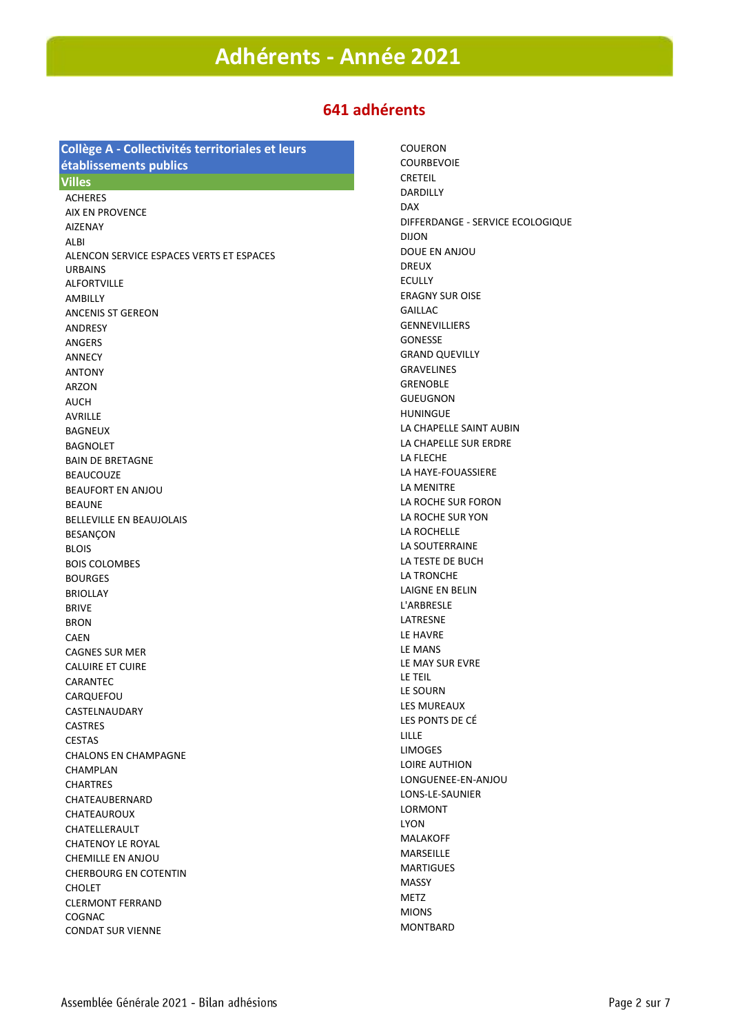# Adhérents - Année 2021

## 641 adhérents

### Collège A - Collectivités territoriales et leurs établissements publics

#### Villes

ACHERES
AIX EN PROVENCE
AIZENAY
ALBI
ALENCON SERVICE ESPACES VERTS ET ESPACES URBAINS
ALFORTVILLE
AMBILLY
ANCENIS ST GEREON
ANDRESY
ANGERS
ANNECY
ANTONY
ARZON
AUCH
AVRILLE
BAGNEUX
BAGNOLET
BAIN DE BRETAGNE
BEAUCOUZE
BEAUFORT EN ANJOU
BEAUNE
BELLEVILLE EN BEAUJOLAIS
BESANÇON
BLOIS
BOIS COLOMBES
BOURGES
BRIOLLAY
BRIVE
BRON
CAEN
CAGNES SUR MER
CALUIRE ET CUIRE
CARANTEC
CARQUEFOU
CASTELNAUDARY
CASTRES
CESTAS
CHALONS EN CHAMPAGNE
CHAMPLAN
CHARTRES
CHATEAUBERNARD
CHATEAUROUX
CHATELLERAULT
CHATENOY LE ROYAL
CHEMILLE EN ANJOU
CHERBOURG EN COTENTIN
CHOLET
CLERMONT FERRAND
COGNAC
CONDAT SUR VIENNE
COUERON
COURBEVOIE
CRETEIL
DARDILLY
DAX
DIFFERDANGE - SERVICE ECOLOGIQUE
DIJON
DOUE EN ANJOU
DREUX
ECULLY
ERAGNY SUR OISE
GAILLAC
GENNEVILLIERS
GONESSE
GRAND QUEVILLY
GRAVELINES
GRENOBLE
GUEUGNON
HUNINGUE
LA CHAPELLE SAINT AUBIN
LA CHAPELLE SUR ERDRE
LA FLECHE
LA HAYE-FOUASSIERE
LA MENITRE
LA ROCHE SUR FORON
LA ROCHE SUR YON
LA ROCHELLE
LA SOUTERRAINE
LA TESTE DE BUCH
LA TRONCHE
LAIGNE EN BELIN
L'ARBRESLE
LATRESNE
LE HAVRE
LE MANS
LE MAY SUR EVRE
LE TEIL
LE SOURN
LES MUREAUX
LES PONTS DE CÉ
LILLE
LIMOGES
LOIRE AUTHION
LONGUENEE-EN-ANJOU
LONS-LE-SAUNIER
LORMONT
LYON
MALAKOFF
MARSEILLE
MARTIGUES
MASSY
METZ
MIONS
MONTBARD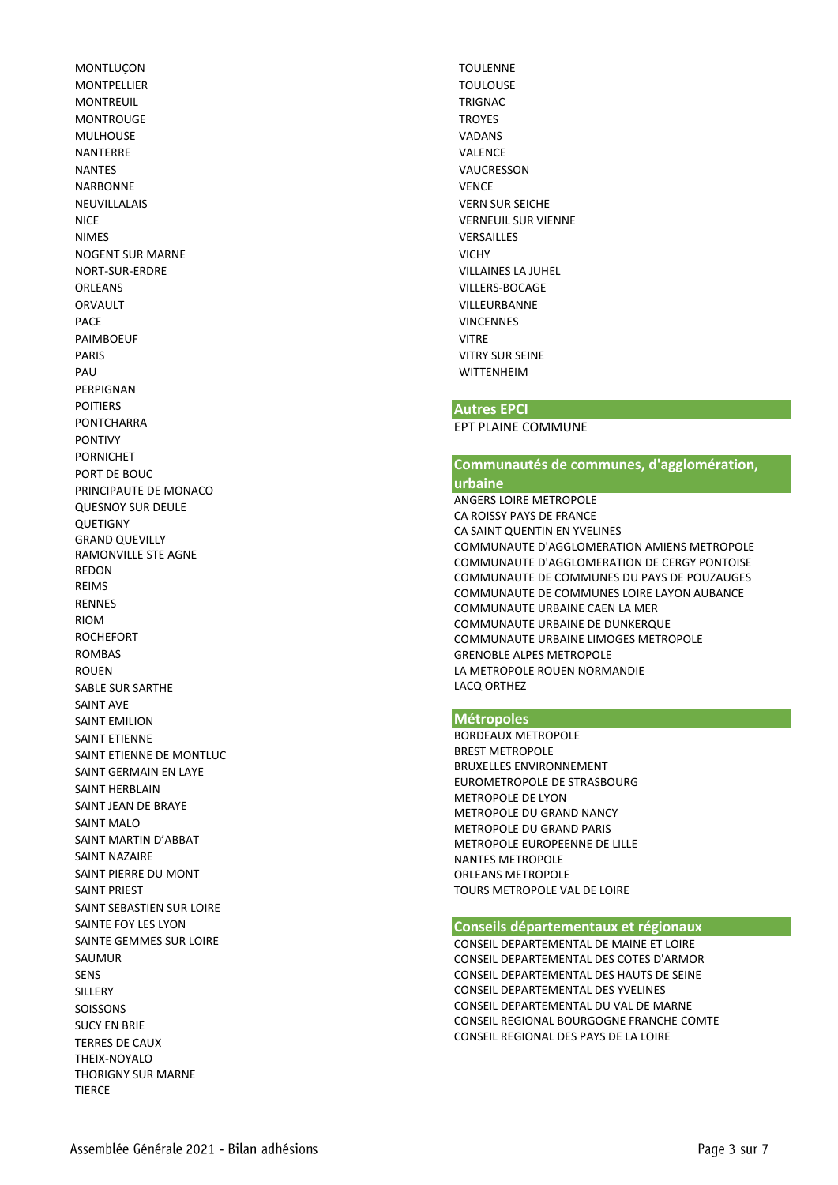MONTLUÇON
MONTPELLIER
MONTREUIL
MONTROUGE
MULHOUSE
NANTERRE
NANTES
NARBONNE
NEUVILLALAIS
NICE
NIMES
NOGENT SUR MARNE
NORT-SUR-ERDRE
ORLEANS
ORVAULT
PACE
PAIMBOEUF
PARIS
PAU
PERPIGNAN
POITIERS
PONTCHARRA
PONTIVY
PORNICHET
PORT DE BOUC
PRINCIPAUTE DE MONACO
QUESNOY SUR DEULE
QUETIGNY
GRAND QUEVILLY
RAMONVILLE STE AGNE
REDON
REIMS
RENNES
RIOM
ROCHEFORT
ROMBAS
ROUEN
SABLE SUR SARTHE
SAINT AVE
SAINT EMILION
SAINT ETIENNE
SAINT ETIENNE DE MONTLUC
SAINT GERMAIN EN LAYE
SAINT HERBLAIN
SAINT JEAN DE BRAYE
SAINT MALO
SAINT MARTIN D'ABBAT
SAINT NAZAIRE
SAINT PIERRE DU MONT
SAINT PRIEST
SAINT SEBASTIEN SUR LOIRE
SAINTE FOY LES LYON
SAINTE GEMMES SUR LOIRE
SAUMUR
SENS
SILLERY
SOISSONS
SUCY EN BRIE
TERRES DE CAUX
THEIX-NOYALO
THORIGNY SUR MARNE
TIERCE
TOULENNE
TOULOUSE
TRIGNAC
TROYES
VADANS
VALENCE
VAUCRESSON
VENCE
VERN SUR SEICHE
VERNEUIL SUR VIENNE
VERSAILLES
VICHY
VILLAINES LA JUHEL
VILLERS-BOCAGE
VILLEURBANNE
VINCENNES
VITRE
VITRY SUR SEINE
WITTENHEIM

## Autres EPCI

EPT PLAINE COMMUNE

## Communautés de communes, d'agglomération, urbaine

ANGERS LOIRE METROPOLE
CA ROISSY PAYS DE FRANCE
CA SAINT QUENTIN EN YVELINES
COMMUNAUTE D'AGGLOMERATION AMIENS METROPOLE
COMMUNAUTE D'AGGLOMERATION DE CERGY PONTOISE
COMMUNAUTE DE COMMUNES DU PAYS DE POUZAUGES
COMMUNAUTE DE COMMUNES LOIRE LAYON AUBANCE
COMMUNAUTE URBAINE CAEN LA MER
COMMUNAUTE URBAINE DE DUNKERQUE
COMMUNAUTE URBAINE LIMOGES METROPOLE
GRENOBLE ALPES METROPOLE
LA METROPOLE ROUEN NORMANDIE
LACQ ORTHEZ

## Métropoles

BORDEAUX METROPOLE
BREST METROPOLE
BRUXELLES ENVIRONNEMENT
EUROMETROPOLE DE STRASBOURG
METROPOLE DE LYON
METROPOLE DU GRAND NANCY
METROPOLE DU GRAND PARIS
METROPOLE EUROPEENNE DE LILLE
NANTES METROPOLE
ORLEANS METROPOLE
TOURS METROPOLE VAL DE LOIRE

## Conseils départementaux et régionaux

CONSEIL DEPARTEMENTAL DE MAINE ET LOIRE
CONSEIL DEPARTEMENTAL DES COTES D'ARMOR
CONSEIL DEPARTEMENTAL DES HAUTS DE SEINE
CONSEIL DEPARTEMENTAL DES YVELINES
CONSEIL DEPARTEMENTAL DU VAL DE MARNE
CONSEIL REGIONAL BOURGOGNE FRANCHE COMTE
CONSEIL REGIONAL DES PAYS DE LA LOIRE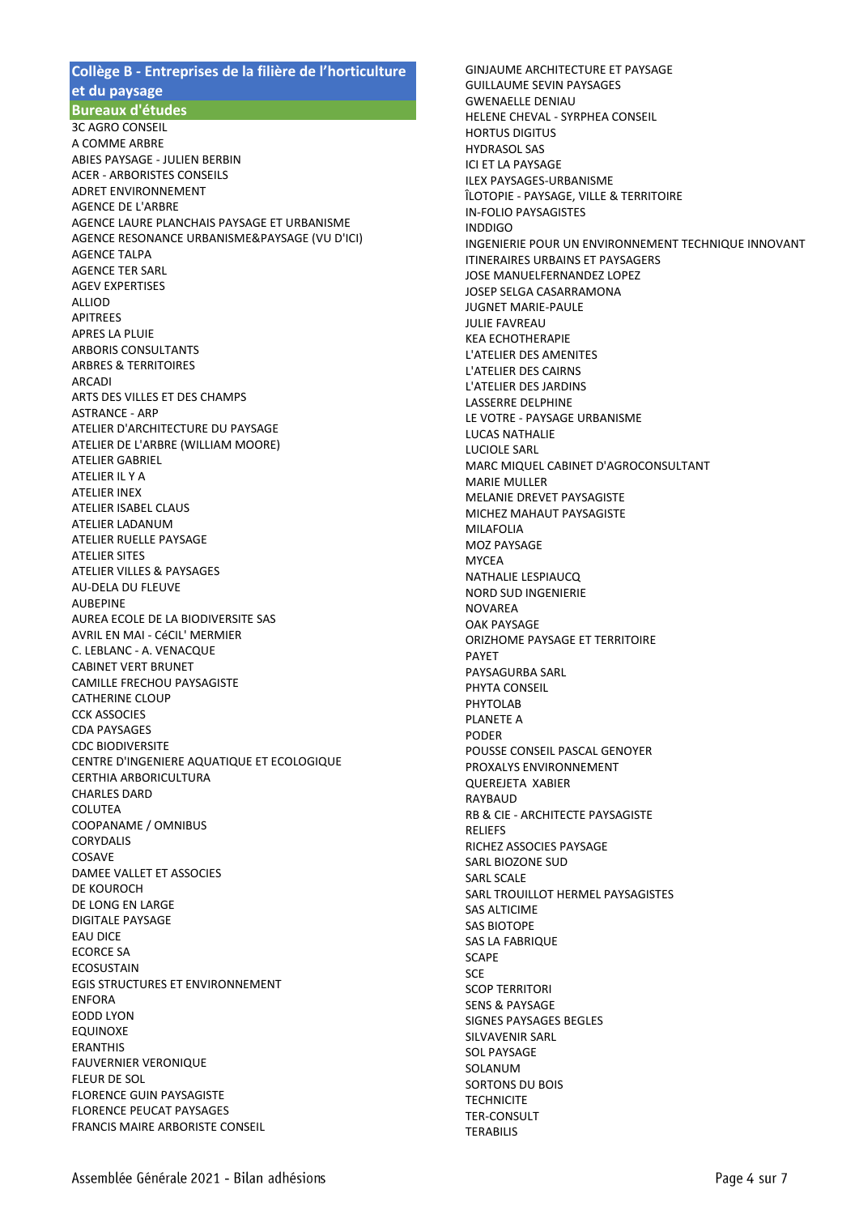## Collège B - Entreprises de la filière de l'horticulture et du paysage

### Bureaux d'études

3C AGRO CONSEIL
A COMME ARBRE
ABIES PAYSAGE - JULIEN BERBIN
ACER - ARBORISTES CONSEILS
ADRET ENVIRONNEMENT
AGENCE DE L'ARBRE
AGENCE LAURE PLANCHAIS PAYSAGE ET URBANISME
AGENCE RESONANCE URBANISME&PAYSAGE (VU D'ICI)
AGENCE TALPA
AGENCE TER SARL
AGEV EXPERTISES
ALLIOD
APITREES
APRES LA PLUIE
ARBORIS CONSULTANTS
ARBRES & TERRITOIRES
ARCADI
ARTS DES VILLES ET DES CHAMPS
ASTRANCE - ARP
ATELIER D'ARCHITECTURE DU PAYSAGE
ATELIER DE L'ARBRE (WILLIAM MOORE)
ATELIER GABRIEL
ATELIER IL Y A
ATELIER INEX
ATELIER ISABEL CLAUS
ATELIER LADANUM
ATELIER RUELLE PAYSAGE
ATELIER SITES
ATELIER VILLES & PAYSAGES
AU-DELA DU FLEUVE
AUBEPINE
AUREA ECOLE DE LA BIODIVERSITE SAS
AVRIL EN MAI - CéCIL' MERMIER
C. LEBLANC - A. VENACQUE
CABINET VERT BRUNET
CAMILLE FRECHOU PAYSAGISTE
CATHERINE CLOUP
CCK ASSOCIES
CDA PAYSAGES
CDC BIODIVERSITE
CENTRE D'INGENIERE AQUATIQUE ET ECOLOGIQUE
CERTHIA ARBORICULTURA
CHARLES DARD
COLUTEA
COOPANAME / OMNIBUS
CORYDALIS
COSAVE
DAMEE VALLET ET ASSOCIES
DE KOUROCH
DE LONG EN LARGE
DIGITALE PAYSAGE
EAU DICE
ECORCE SA
ECOSUSTAIN
EGIS STRUCTURES ET ENVIRONNEMENT
ENFORA
EODD LYON
EQUINOXE
ERANTHIS
FAUVERNIER VERONIQUE
FLEUR DE SOL
FLORENCE GUIN PAYSAGISTE
FLORENCE PEUCAT PAYSAGES
FRANCIS MAIRE ARBORISTE CONSEIL
GINJAUME ARCHITECTURE ET PAYSAGE
GUILLAUME SEVIN PAYSAGES
GWENAELLE DENIAU
HELENE CHEVAL - SYRPHEA CONSEIL
HORTUS DIGITUS
HYDRASOL SAS
ICI ET LA PAYSAGE
ILEX PAYSAGES-URBANISME
ÎLOTOPIE - PAYSAGE, VILLE & TERRITOIRE
IN-FOLIO PAYSAGISTES
INDDIGO
INGENIERIE POUR UN ENVIRONNEMENT TECHNIQUE INNOVANT
ITINERAIRES URBAINS ET PAYSAGERS
JOSE MANUELFERNANDEZ LOPEZ
JOSEP SELGA CASARRAMONA
JUGNET MARIE-PAULE
JULIE FAVREAU
KEA ECHOTHERAPIE
L'ATELIER DES AMENITES
L'ATELIER DES CAIRNS
L'ATELIER DES JARDINS
LASSERRE DELPHINE
LE VOTRE - PAYSAGE URBANISME
LUCAS NATHALIE
LUCIOLE SARL
MARC MIQUEL CABINET D'AGROCONSULTANT
MARIE MULLER
MELANIE DREVET PAYSAGISTE
MICHEZ MAHAUT PAYSAGISTE
MILAFOLIA
MOZ PAYSAGE
MYCEA
NATHALIE LESPIAUCQ
NORD SUD INGENIERIE
NOVAREA
OAK PAYSAGE
ORIZHOME PAYSAGE ET TERRITOIRE
PAYET
PAYSAGURBA SARL
PHYTA CONSEIL
PHYTOLAB
PLANETE A
PODER
POUSSE CONSEIL PASCAL GENOYER
PROXALYS ENVIRONNEMENT
QUEREJETA XABIER
RAYBAUD
RB & CIE - ARCHITECTE PAYSAGISTE
RELIEFS
RICHEZ ASSOCIES PAYSAGE
SARL BIOZONE SUD
SARL SCALE
SARL TROUILLOT HERMEL PAYSAGISTES
SAS ALTICIME
SAS BIOTOPE
SAS LA FABRIQUE
SCAPE
SCE
SCOP TERRITORI
SENS & PAYSAGE
SIGNES PAYSAGES BEGLES
SILVAVENIR SARL
SOL PAYSAGE
SOLANUM
SORTONS DU BOIS
TECHNICITE
TER-CONSULT
TERABILIS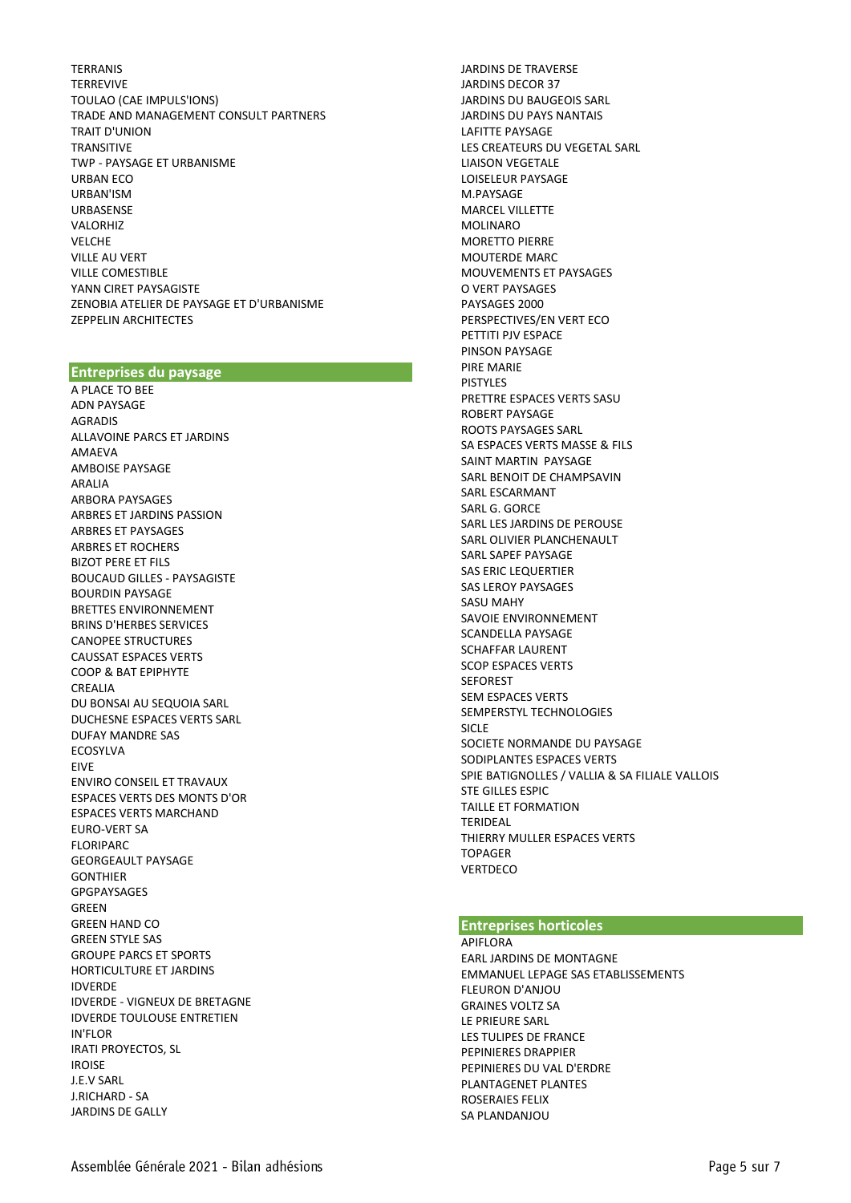TERRANIS
TERREVIVE
TOULAO (CAE IMPULS'IONS)
TRADE AND MANAGEMENT CONSULT PARTNERS
TRAIT D'UNION
TRANSITIVE
TWP - PAYSAGE ET URBANISME
URBAN ECO
URBAN'ISM
URBASENSE
VALORHIZ
VELCHE
VILLE AU VERT
VILLE COMESTIBLE
YANN CIRET PAYSAGISTE
ZENOBIA ATELIER DE PAYSAGE ET D'URBANISME
ZEPPELIN ARCHITECTES

## Entreprises du paysage

A PLACE TO BEE
ADN PAYSAGE
AGRADIS
ALLAVOINE PARCS ET JARDINS
AMAEVA
AMBOISE PAYSAGE
ARALIA
ARBORA PAYSAGES
ARBRES ET JARDINS PASSION
ARBRES ET PAYSAGES
ARBRES ET ROCHERS
BIZOT PERE ET FILS
BOUCAUD GILLES - PAYSAGISTE
BOURDIN PAYSAGE
BRETTES ENVIRONNEMENT
BRINS D'HERBES SERVICES
CANOPEE STRUCTURES
CAUSSAT ESPACES VERTS
COOP & BAT EPIPHYTE
CREALIA
DU BONSAI AU SEQUOIA SARL
DUCHESNE ESPACES VERTS SARL
DUFAY MANDRE SAS
ECOSYLVA
EIVE
ENVIRO CONSEIL ET TRAVAUX
ESPACES VERTS DES MONTS D'OR
ESPACES VERTS MARCHAND
EURO-VERT SA
FLORIPARC
GEORGEAULT PAYSAGE
GONTHIER
GPGPAYSAGES
GREEN
GREEN HAND CO
GREEN STYLE SAS
GROUPE PARCS ET SPORTS
HORTICULTURE ET JARDINS
IDVERDE
IDVERDE - VIGNEUX DE BRETAGNE
IDVERDE TOULOUSE ENTRETIEN
IN'FLOR
IRATI PROYECTOS, SL
IROISE
J.E.V SARL
J.RICHARD - SA
JARDINS DE GALLY
JARDINS DE TRAVERSE
JARDINS DECOR 37
JARDINS DU BAUGEOIS SARL
JARDINS DU PAYS NANTAIS
LAFITTE PAYSAGE
LES CREATEURS DU VEGETAL SARL
LIAISON VEGETALE
LOISELEUR PAYSAGE
M.PAYSAGE
MARCEL VILLETTE
MOLINARO
MORETTO PIERRE
MOUTERDE MARC
MOUVEMENTS ET PAYSAGES
O VERT PAYSAGES
PAYSAGES 2000
PERSPECTIVES/EN VERT ECO
PETTITI PJV ESPACE
PINSON PAYSAGE
PIRE MARIE
PISTYLES
PRETTRE ESPACES VERTS SASU
ROBERT PAYSAGE
ROOTS PAYSAGES SARL
SA ESPACES VERTS MASSE & FILS
SAINT MARTIN  PAYSAGE
SARL BENOIT DE CHAMPSAVIN
SARL ESCARMANT
SARL G. GORCE
SARL LES JARDINS DE PEROUSE
SARL OLIVIER PLANCHENAULT
SARL SAPEF PAYSAGE
SAS ERIC LEQUERTIER
SAS LEROY PAYSAGES
SASU MAHY
SAVOIE ENVIRONNEMENT
SCANDELLA PAYSAGE
SCHAFFAR LAURENT
SCOP ESPACES VERTS
SEFOREST
SEM ESPACES VERTS
SEMPERSTYL TECHNOLOGIES
SICLE
SOCIETE NORMANDE DU PAYSAGE
SODIPLANTES ESPACES VERTS
SPIE BATIGNOLLES / VALLIA & SA FILIALE VALLOIS
STE GILLES ESPIC
TAILLE ET FORMATION
TERIDEAL
THIERRY MULLER ESPACES VERTS
TOPAGER
VERTDECO

## Entreprises horticoles

APIFLORA
EARL JARDINS DE MONTAGNE
EMMANUEL LEPAGE SAS ETABLISSEMENTS
FLEURON D'ANJOU
GRAINES VOLTZ SA
LE PRIEURE SARL
LES TULIPES DE FRANCE
PEPINIERES DRAPPIER
PEPINIERES DU VAL D'ERDRE
PLANTAGENET PLANTES
ROSERAIES FELIX
SA PLANDANJOU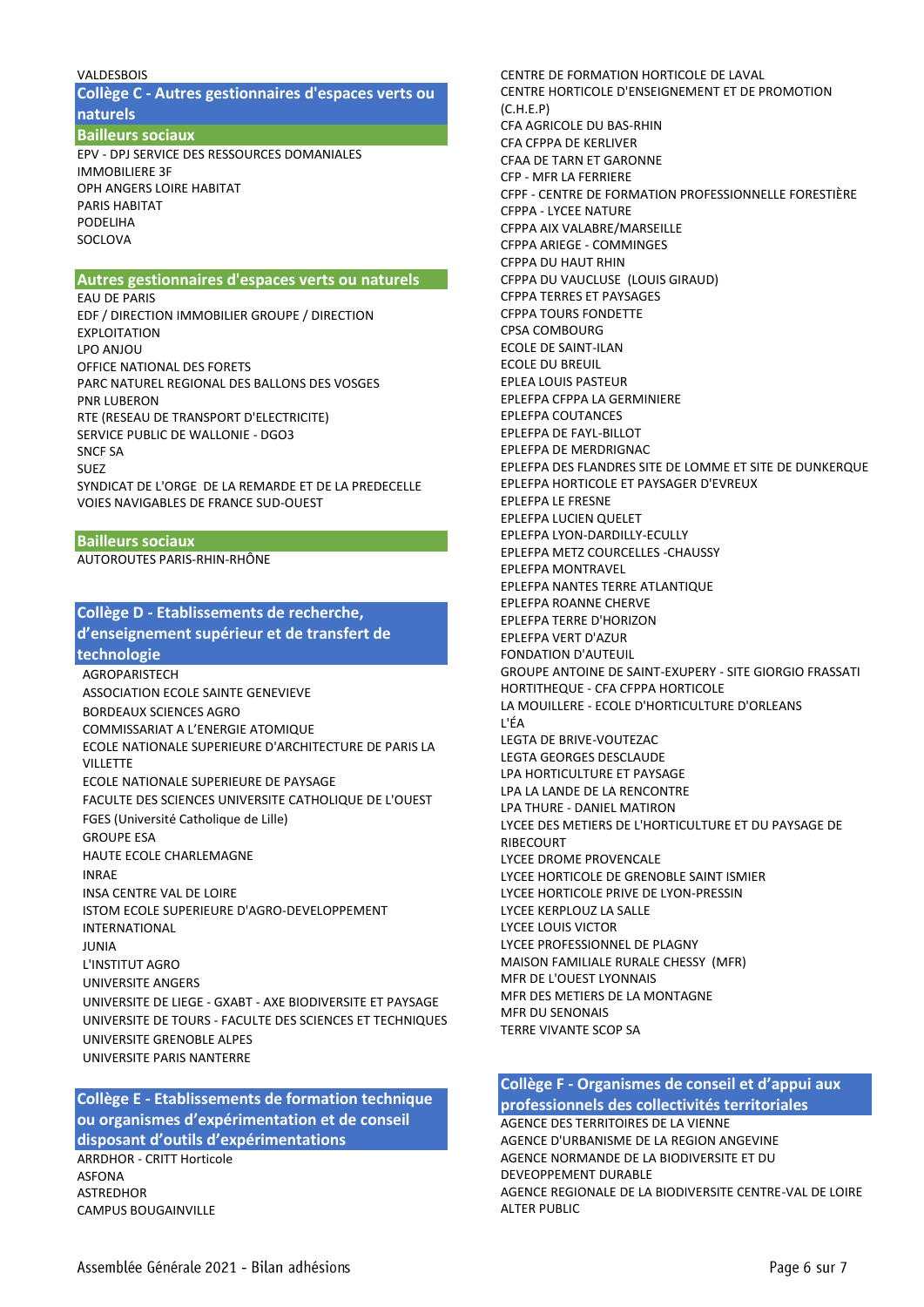VALDESBOIS

## Collège C - Autres gestionnaires d'espaces verts ou naturels

### Bailleurs sociaux

EPV - DPJ SERVICE DES RESSOURCES DOMANIALES
IMMOBILIERE 3F
OPH ANGERS LOIRE HABITAT
PARIS HABITAT
PODELIHA
SOCLOVA

### Autres gestionnaires d'espaces verts ou naturels

EAU DE PARIS
EDF / DIRECTION IMMOBILIER GROUPE / DIRECTION EXPLOITATION
LPO ANJOU
OFFICE NATIONAL DES FORETS
PARC NATUREL REGIONAL DES BALLONS DES VOSGES
PNR LUBERON
RTE (RESEAU DE TRANSPORT D'ELECTRICITE)
SERVICE PUBLIC DE WALLONIE - DGO3
SNCF SA
SUEZ
SYNDICAT DE L'ORGE DE LA REMARDE ET DE LA PREDECELLE
VOIES NAVIGABLES DE FRANCE SUD-OUEST

### Bailleurs sociaux

AUTOROUTES PARIS-RHIN-RHÔNE

## Collège D - Etablissements de recherche, d'enseignement supérieur et de transfert de technologie

AGROPARISTECH
ASSOCIATION ECOLE SAINTE GENEVIEVE
BORDEAUX SCIENCES AGRO
COMMISSARIAT A L'ENERGIE ATOMIQUE
ECOLE NATIONALE SUPERIEURE D'ARCHITECTURE DE PARIS LA VILLETTE
ECOLE NATIONALE SUPERIEURE DE PAYSAGE
FACULTE DES SCIENCES UNIVERSITE CATHOLIQUE DE L'OUEST
FGES (Université Catholique de Lille)
GROUPE ESA
HAUTE ECOLE CHARLEMAGNE
INRAE
INSA CENTRE VAL DE LOIRE
ISTOM ECOLE SUPERIEURE D'AGRO-DEVELOPPEMENT INTERNATIONAL
JUNIA
L'INSTITUT AGRO
UNIVERSITE ANGERS
UNIVERSITE DE LIEGE - GXABT - AXE BIODIVERSITE ET PAYSAGE
UNIVERSITE DE TOURS - FACULTE DES SCIENCES ET TECHNIQUES
UNIVERSITE GRENOBLE ALPES
UNIVERSITE PARIS NANTERRE

## Collège E - Etablissements de formation technique ou organismes d'expérimentation et de conseil disposant d'outils d'expérimentations

ARRDHOR - CRITT Horticole
ASFONA
ASTREDHOR
CAMPUS BOUGAINVILLE
CENTRE DE FORMATION HORTICOLE DE LAVAL
CENTRE HORTICOLE D'ENSEIGNEMENT ET DE PROMOTION (C.H.E.P)
CFA AGRICOLE DU BAS-RHIN
CFA CFPPA DE KERLIVER
CFAA DE TARN ET GARONNE
CFP - MFR LA FERRIERE
CFPF - CENTRE DE FORMATION PROFESSIONNELLE FORESTIÈRE
CFPPA - LYCEE NATURE
CFPPA AIX VALABRE/MARSEILLE
CFPPA ARIEGE - COMMINGES
CFPPA DU HAUT RHIN
CFPPA DU VAUCLUSE (LOUIS GIRAUD)
CFPPA TERRES ET PAYSAGES
CFPPA TOURS FONDETTE
CPSA COMBOURG
ECOLE DE SAINT-ILAN
ECOLE DU BREUIL
EPLEA LOUIS PASTEUR
EPLEFPA CFPPA LA GERMINIERE
EPLEFPA COUTANCES
EPLEFPA DE FAYL-BILLOT
EPLEFPA DE MERDRIGNAC
EPLEFPA DES FLANDRES SITE DE LOMME ET SITE DE DUNKERQUE
EPLEFPA HORTICOLE ET PAYSAGER D'EVREUX
EPLEFPA LE FRESNE
EPLEFPA LUCIEN QUELET
EPLEFPA LYON-DARDILLY-ECULLY
EPLEFPA METZ COURCELLES -CHAUSSY
EPLEFPA MONTRAVEL
EPLEFPA NANTES TERRE ATLANTIQUE
EPLEFPA ROANNE CHERVE
EPLEFPA TERRE D'HORIZON
EPLEFPA VERT D'AZUR
FONDATION D'AUTEUIL
GROUPE ANTOINE DE SAINT-EXUPERY - SITE GIORGIO FRASSATI
HORTITHEQUE - CFA CFPPA HORTICOLE
LA MOUILLERE - ECOLE D'HORTICULTURE D'ORLEANS
L'ÉA
LEGTA DE BRIVE-VOUTEZAC
LEGTA GEORGES DESCLAUDE
LPA HORTICULTURE ET PAYSAGE
LPA LA LANDE DE LA RENCONTRE
LPA THURE - DANIEL MATIRON
LYCEE DES METIERS DE L'HORTICULTURE ET DU PAYSAGE DE RIBECOURT
LYCEE DROME PROVENCALE
LYCEE HORTICOLE DE GRENOBLE SAINT ISMIER
LYCEE HORTICOLE PRIVE DE LYON-PRESSIN
LYCEE KERPLOUZ LA SALLE
LYCEE LOUIS VICTOR
LYCEE PROFESSIONNEL DE PLAGNY
MAISON FAMILIALE RURALE CHESSY (MFR)
MFR DE L'OUEST LYONNAIS
MFR DES METIERS DE LA MONTAGNE
MFR DU SENONAIS
TERRE VIVANTE SCOP SA

## Collège F - Organismes de conseil et d'appui aux professionnels des collectivités territoriales

AGENCE DES TERRITOIRES DE LA VIENNE
AGENCE D'URBANISME DE LA REGION ANGEVINE
AGENCE NORMANDE DE LA BIODIVERSITE ET DU DEVEOPPEMENT DURABLE
AGENCE REGIONALE DE LA BIODIVERSITE CENTRE-VAL DE LOIRE
ALTER PUBLIC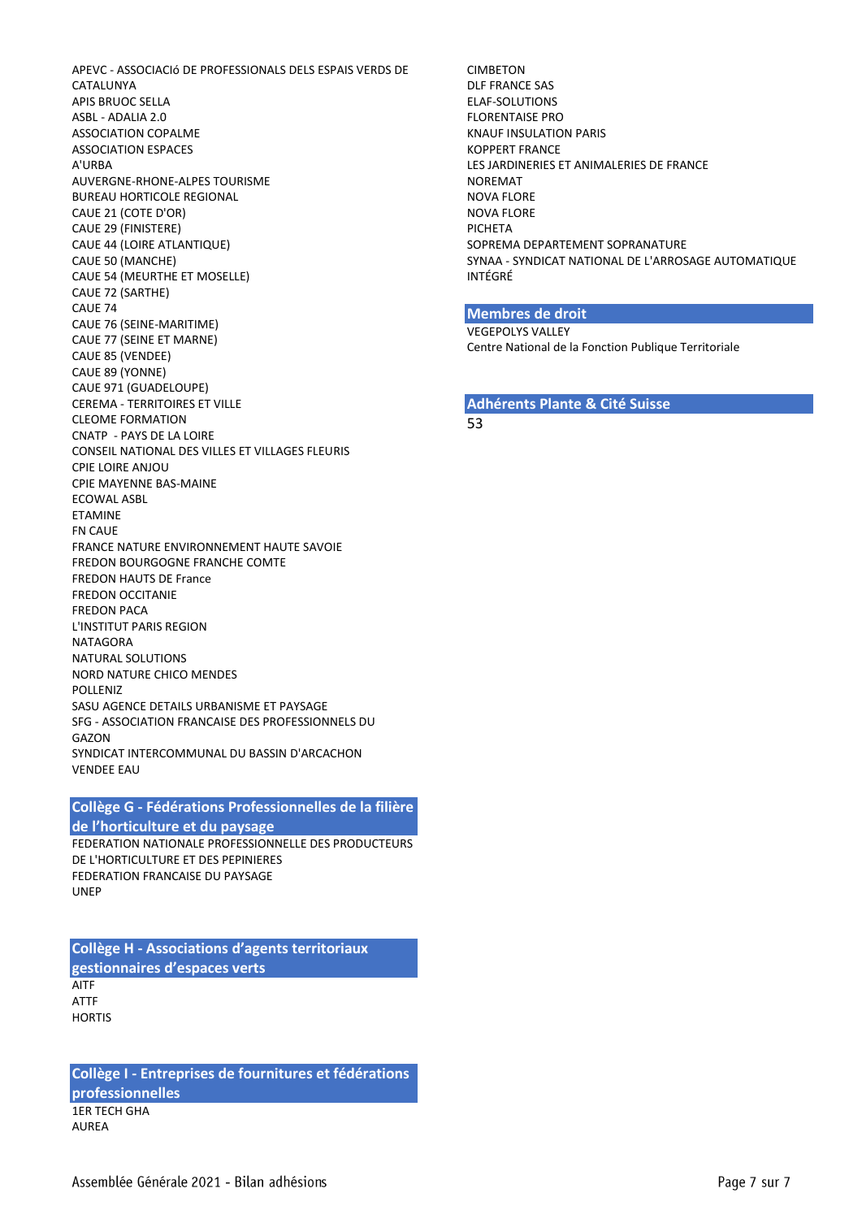APEVC - ASSOCIACIó DE PROFESSIONALS DELS ESPAIS VERDS DE CATALUNYA
APIS BRUOC SELLA
ASBL - ADALIA 2.0
ASSOCIATION COPALME
ASSOCIATION ESPACES
A'URBA
AUVERGNE-RHONE-ALPES TOURISME
BUREAU HORTICOLE REGIONAL
CAUE 21 (COTE D'OR)
CAUE 29 (FINISTERE)
CAUE 44 (LOIRE ATLANTIQUE)
CAUE 50 (MANCHE)
CAUE 54 (MEURTHE ET MOSELLE)
CAUE 72 (SARTHE)
CAUE 74
CAUE 76 (SEINE-MARITIME)
CAUE 77 (SEINE ET MARNE)
CAUE 85 (VENDEE)
CAUE 89 (YONNE)
CAUE 971 (GUADELOUPE)
CEREMA - TERRITOIRES ET VILLE
CLEOME FORMATION
CNATP - PAYS DE LA LOIRE
CONSEIL NATIONAL DES VILLES ET VILLAGES FLEURIS
CPIE LOIRE ANJOU
CPIE MAYENNE BAS-MAINE
ECOWAL ASBL
ETAMINE
FN CAUE
FRANCE NATURE ENVIRONNEMENT HAUTE SAVOIE
FREDON BOURGOGNE FRANCHE COMTE
FREDON HAUTS DE France
FREDON OCCITANIE
FREDON PACA
L'INSTITUT PARIS REGION
NATAGORA
NATURAL SOLUTIONS
NORD NATURE CHICO MENDES
POLLENIZ
SASU AGENCE DETAILS URBANISME ET PAYSAGE
SFG - ASSOCIATION FRANCAISE DES PROFESSIONNELS DU GAZON
SYNDICAT INTERCOMMUNAL DU BASSIN D'ARCACHON
VENDEE EAU

## Collège G - Fédérations Professionnelles de la filière de l’horticulture et du paysage

FEDERATION NATIONALE PROFESSIONNELLE DES PRODUCTEURS DE L'HORTICULTURE ET DES PEPINIERES
FEDERATION FRANCAISE DU PAYSAGE
UNEP

## Collège H - Associations d’agents territoriaux gestionnaires d’espaces verts

AITF
ATTF
HORTIS

## Collège I - Entreprises de fournitures et fédérations professionnelles

1ER TECH GHA
AUREA
CIMBETON
DLF FRANCE SAS
ELAF-SOLUTIONS
FLORENTAISE PRO
KNAUF INSULATION PARIS
KOPPERT FRANCE
LES JARDINERIES ET ANIMALERIES DE FRANCE
NOREMAT
NOVA FLORE
NOVA FLORE
PICHETA
SOPREMA DEPARTEMENT SOPRANATURE
SYNAA - SYNDICAT NATIONAL DE L'ARROSAGE AUTOMATIQUE INTÉGRÉ

## Membres de droit

VEGEPOLYS VALLEY
Centre National de la Fonction Publique Territoriale

## Adhérents Plante & Cité Suisse

53